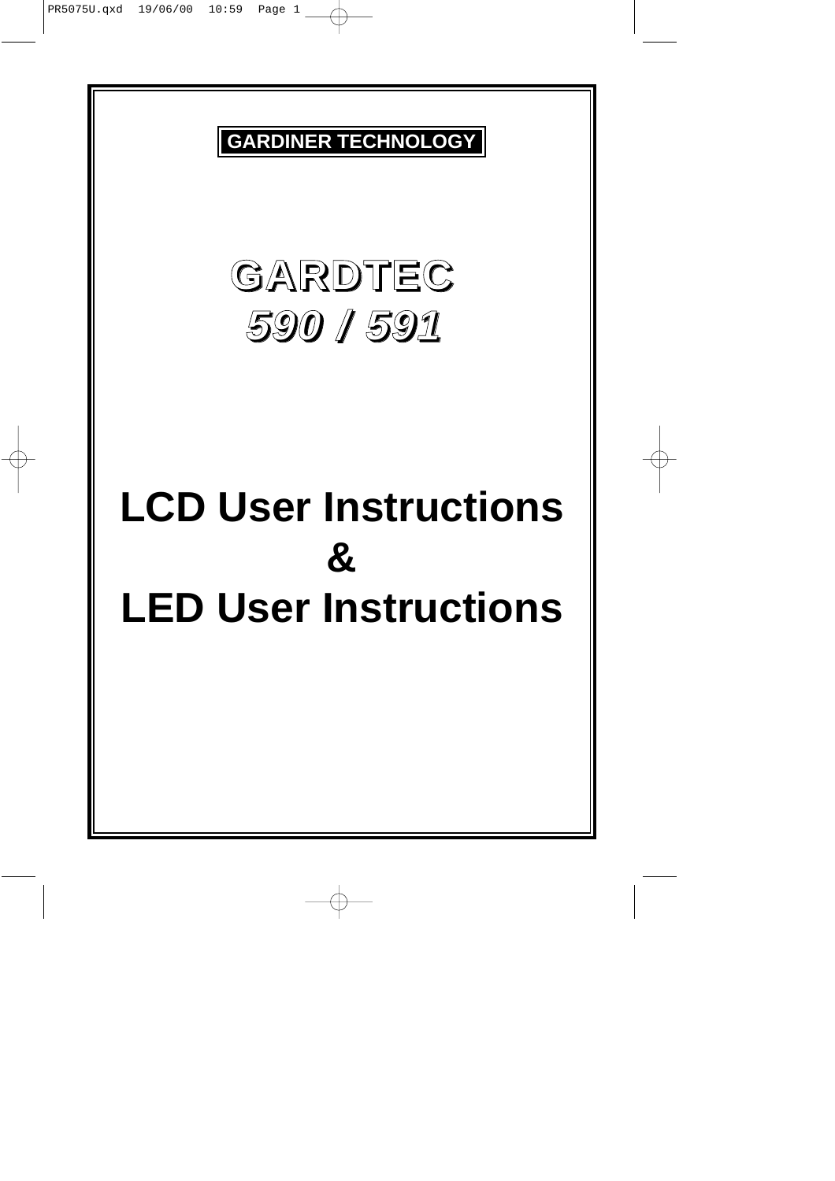**GARDINER TECHNOLOGY**

# GARDTEC
# *590 / 591*

# LCD User Instructions
# &
# LED User Instructions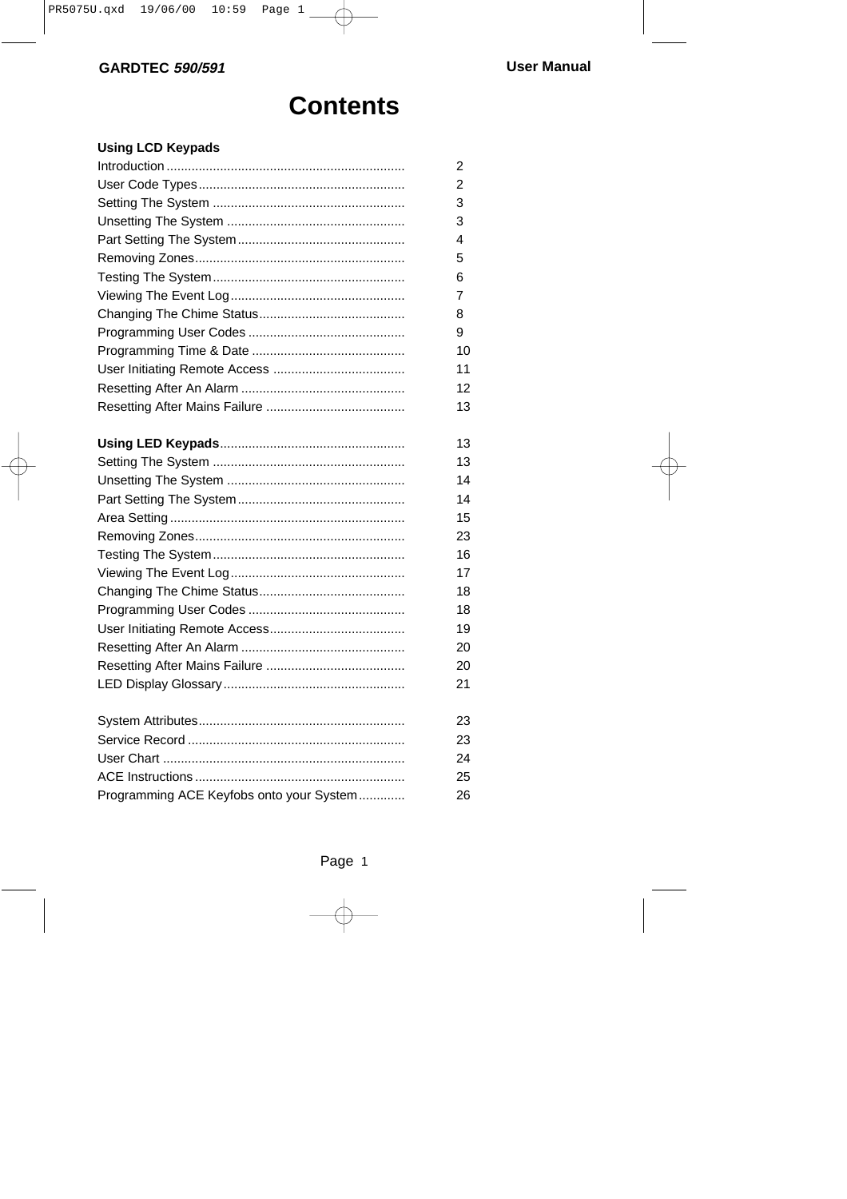# Contents

**Using LCD Keypads**

| | |
|---|---|
| Introduction | 2 |
| User Code Types | 2 |
| Setting The System | 3 |
| Unsetting The System | 3 |
| Part Setting The System | 4 |
| Removing Zones | 5 |
| Testing The System | 6 |
| Viewing The Event Log | 7 |
| Changing The Chime Status | 8 |
| Programming User Codes | 9 |
| Programming Time & Date | 10 |
| User Initiating Remote Access | 11 |
| Resetting After An Alarm | 12 |
| Resetting After Mains Failure | 13 |
| | |
| **Using LED Keypads** | 13 |
| Setting The System | 13 |
| Unsetting The System | 14 |
| Part Setting The System | 14 |
| Area Setting | 15 |
| Removing Zones | 23 |
| Testing The System | 16 |
| Viewing The Event Log | 17 |
| Changing The Chime Status | 18 |
| Programming User Codes | 18 |
| User Initiating Remote Access | 19 |
| Resetting After An Alarm | 20 |
| Resetting After Mains Failure | 20 |
| LED Display Glossary | 21 |
| | |
| System Attributes | 23 |
| Service Record | 23 |
| User Chart | 24 |
| ACE Instructions | 25 |
| Programming ACE Keyfobs onto your System | 26 |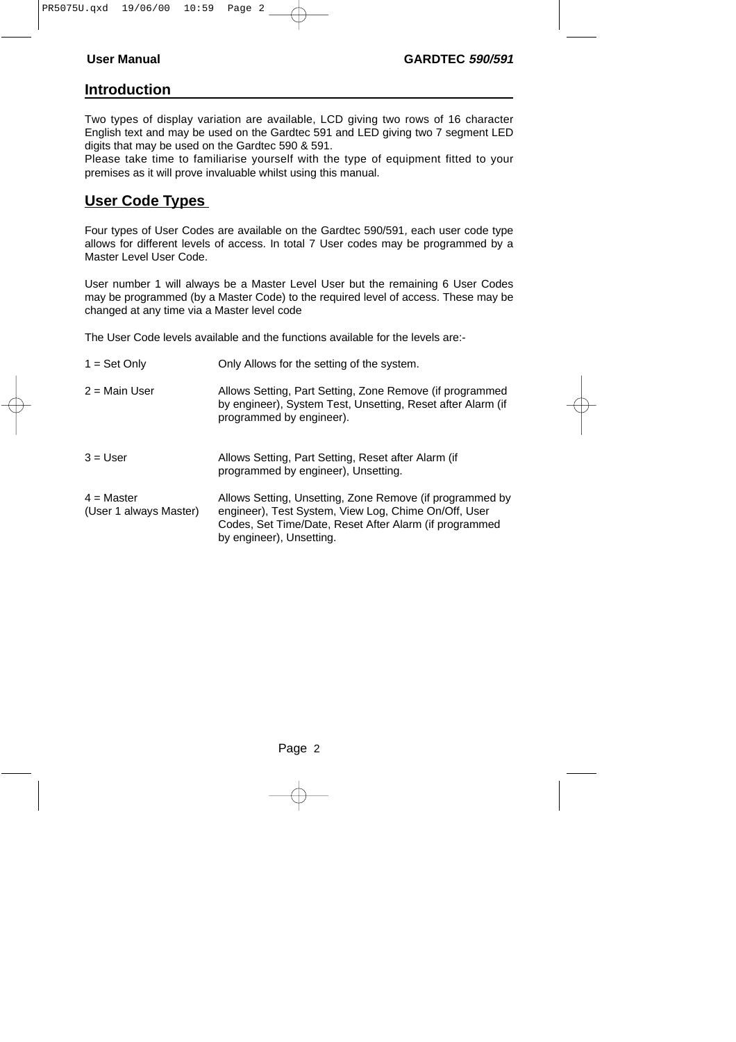## Introduction

Two types of display variation are available, LCD giving two rows of 16 character English text and may be used on the Gardtec 591 and LED giving two 7 segment LED digits that may be used on the Gardtec 590 & 591.
Please take time to familiarise yourself with the type of equipment fitted to your premises as it will prove invaluable whilst using this manual.

## User Code Types

Four types of User Codes are available on the Gardtec 590/591, each user code type allows for different levels of access. In total 7 User codes may be programmed by a Master Level User Code.

User number 1 will always be a Master Level User but the remaining 6 User Codes may be programmed (by a Master Code) to the required level of access. These may be changed at any time via a Master level code

The User Code levels available and the functions available for the levels are:-

| | |
|---|---|
| 1 = Set Only | Only Allows for the setting of the system. |
| 2 = Main User | Allows Setting, Part Setting, Zone Remove (if programmed by engineer), System Test, Unsetting, Reset after Alarm (if programmed by engineer). |
| 3 = User | Allows Setting, Part Setting, Reset after Alarm (if programmed by engineer), Unsetting. |
| 4 = Master (User 1 always Master) | Allows Setting, Unsetting, Zone Remove (if programmed by engineer), Test System, View Log, Chime On/Off, User Codes, Set Time/Date, Reset After Alarm (if programmed by engineer), Unsetting. |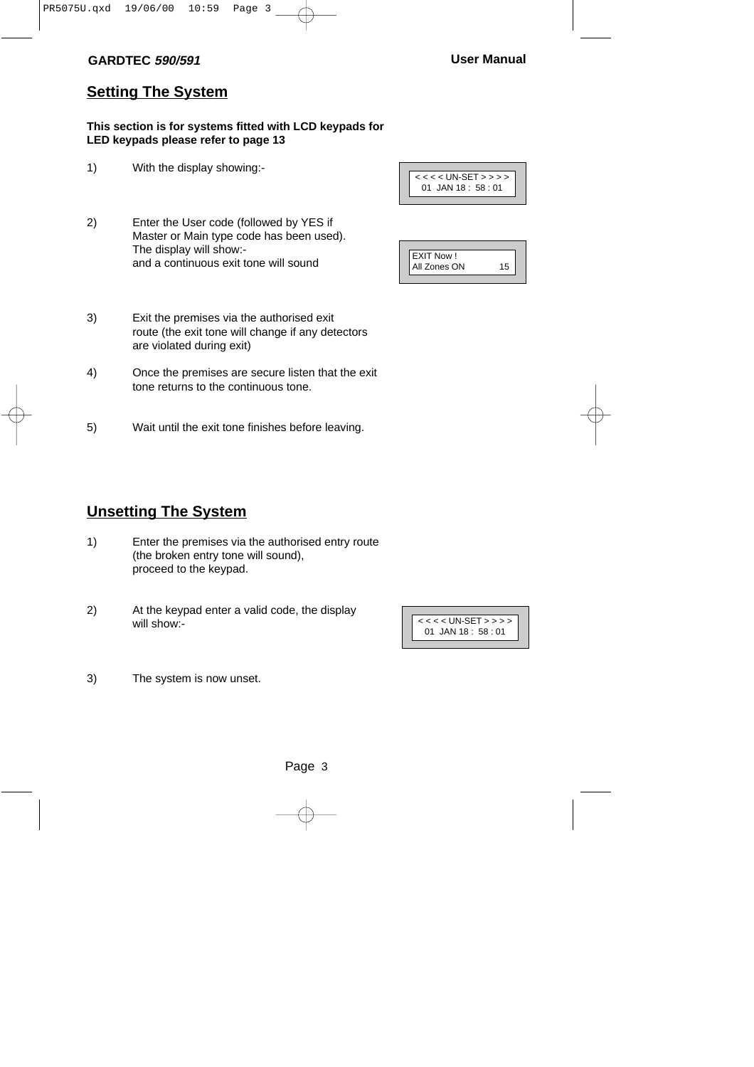## Setting The System

**This section is for systems fitted with LCD keypads for LED keypads please refer to page 13**

1) With the display showing:-

```
< < < < UN-SET > > > >
01  JAN 18 :  58 : 01
```

2) Enter the User code (followed by YES if Master or Main type code has been used). The display will show:- and a continuous exit tone will sound

```
EXIT Now !
All Zones ON        15
```

3) Exit the premises via the authorised exit route (the exit tone will change if any detectors are violated during exit)

4) Once the premises are secure listen that the exit tone returns to the continuous tone.

5) Wait until the exit tone finishes before leaving.

## Unsetting The System

1) Enter the premises via the authorised entry route (the broken entry tone will sound), proceed to the keypad.

2) At the keypad enter a valid code, the display will show:-

```
< < < < UN-SET > > > >
01  JAN 18 :  58 : 01
```

3) The system is now unset.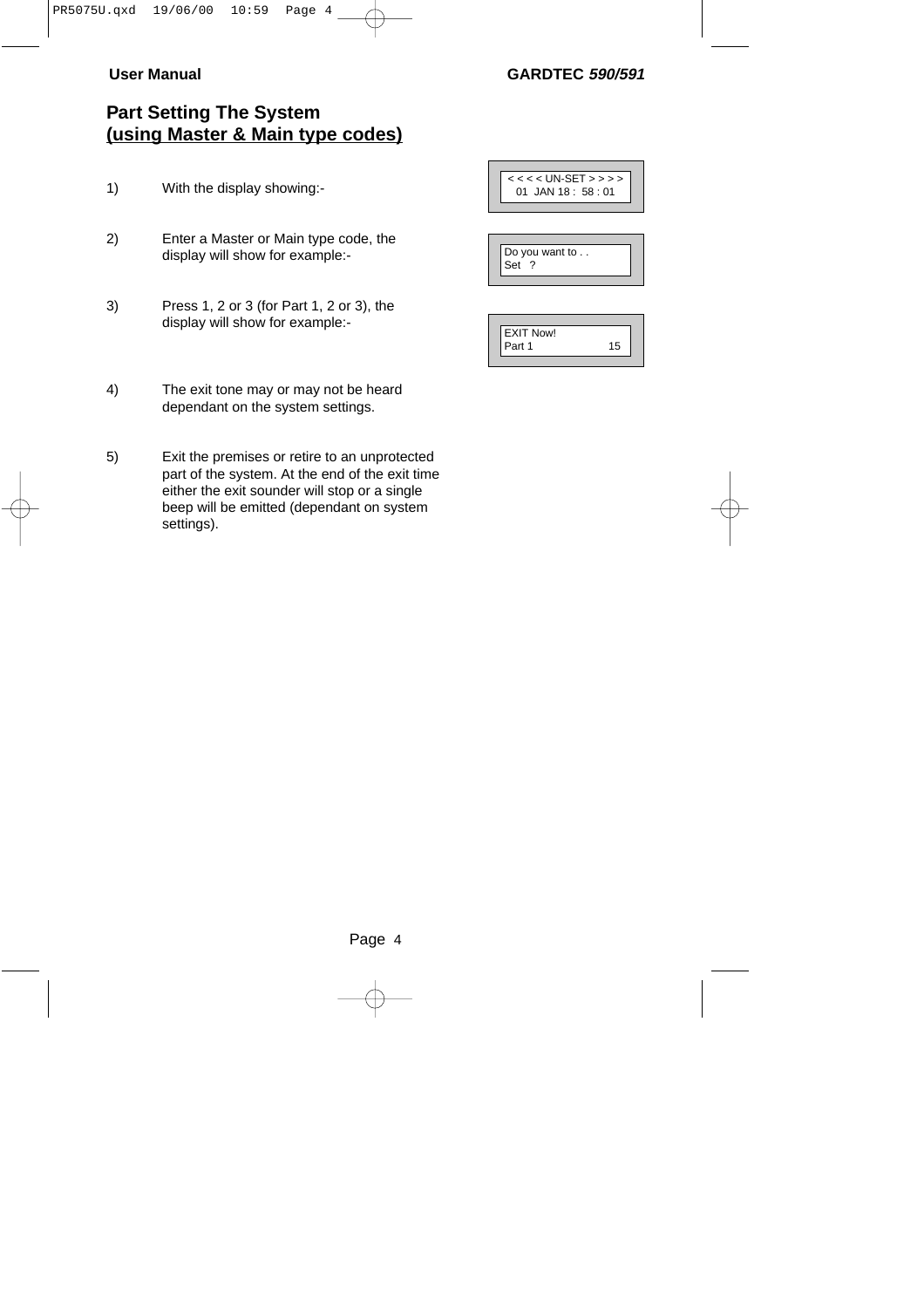# Part Setting The System
## (using Master & Main type codes)

1) With the display showing:-

```
< < < < UN-SET > > > >
  01  JAN 18 :  58 : 01
```

2) Enter a Master or Main type code, the display will show for example:-

```
Do you want to . .
Set   ?
```

3) Press 1, 2 or 3 (for Part 1, 2 or 3), the display will show for example:-

```
EXIT Now!
Part 1                15
```

4) The exit tone may or may not be heard dependant on the system settings.

5) Exit the premises or retire to an unprotected part of the system. At the end of the exit time either the exit sounder will stop or a single beep will be emitted (dependant on system settings).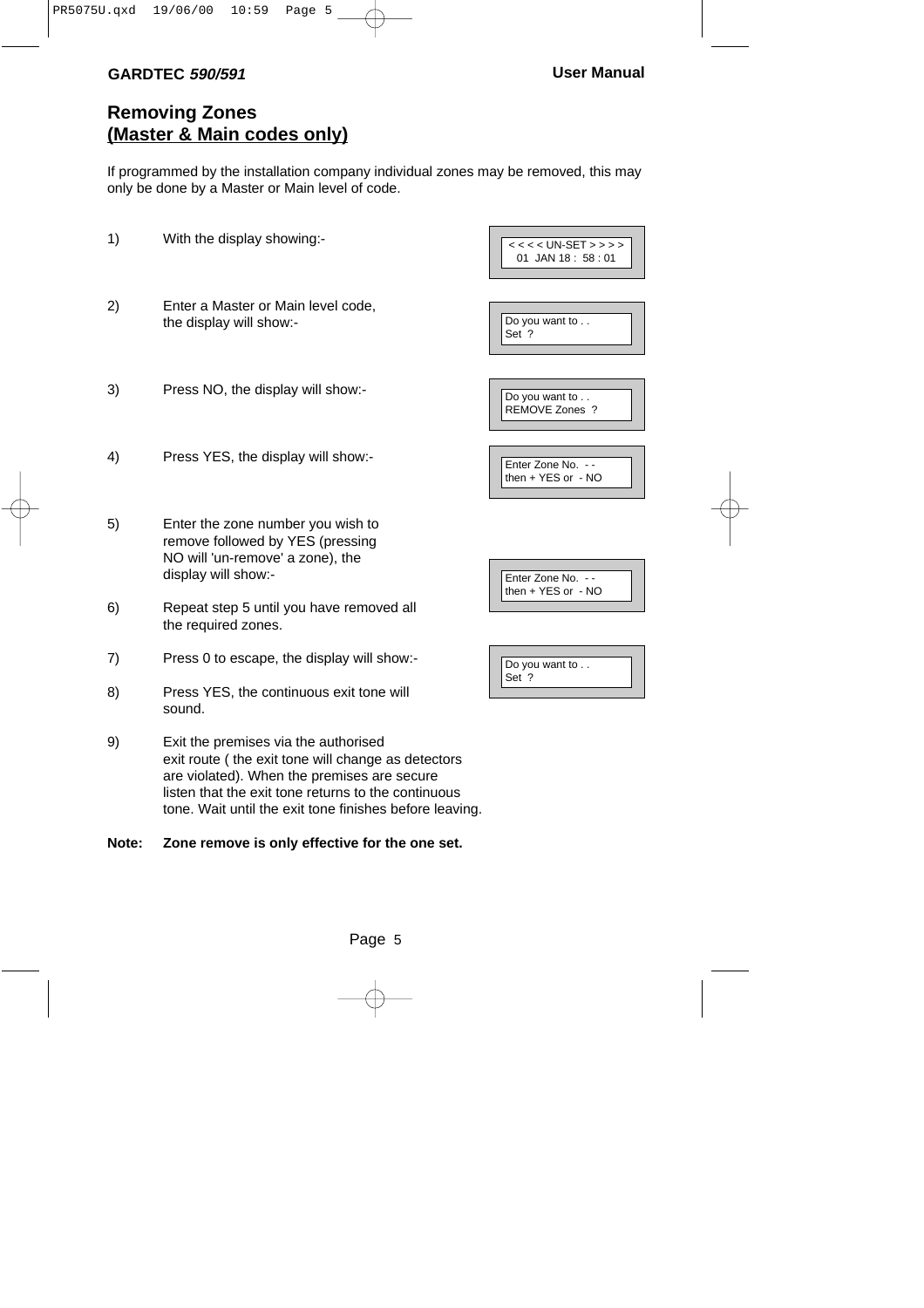## Removing Zones
## (Master & Main codes only)

If programmed by the installation company individual zones may be removed, this may only be done by a Master or Main level of code.

1) With the display showing:-

```
< < < < UN-SET > > > >
01  JAN 18 :  58 : 01
```

2) Enter a Master or Main level code, the display will show:-

```
Do you want to . .
Set  ?
```

3) Press NO, the display will show:-

```
Do you want to . .
REMOVE Zones  ?
```

4) Press YES, the display will show:-

```
Enter Zone No.  - -
then + YES or  - NO
```

5) Enter the zone number you wish to remove followed by YES (pressing NO will 'un-remove' a zone), the display will show:-

```
Enter Zone No.  - -
then + YES or  - NO
```

6) Repeat step 5 until you have removed all the required zones.

7) Press 0 to escape, the display will show:-

```
Do you want to . .
Set  ?
```

8) Press YES, the continuous exit tone will sound.

9) Exit the premises via the authorised exit route ( the exit tone will change as detectors are violated). When the premises are secure listen that the exit tone returns to the continuous tone. Wait until the exit tone finishes before leaving.

**Note: Zone remove is only effective for the one set.**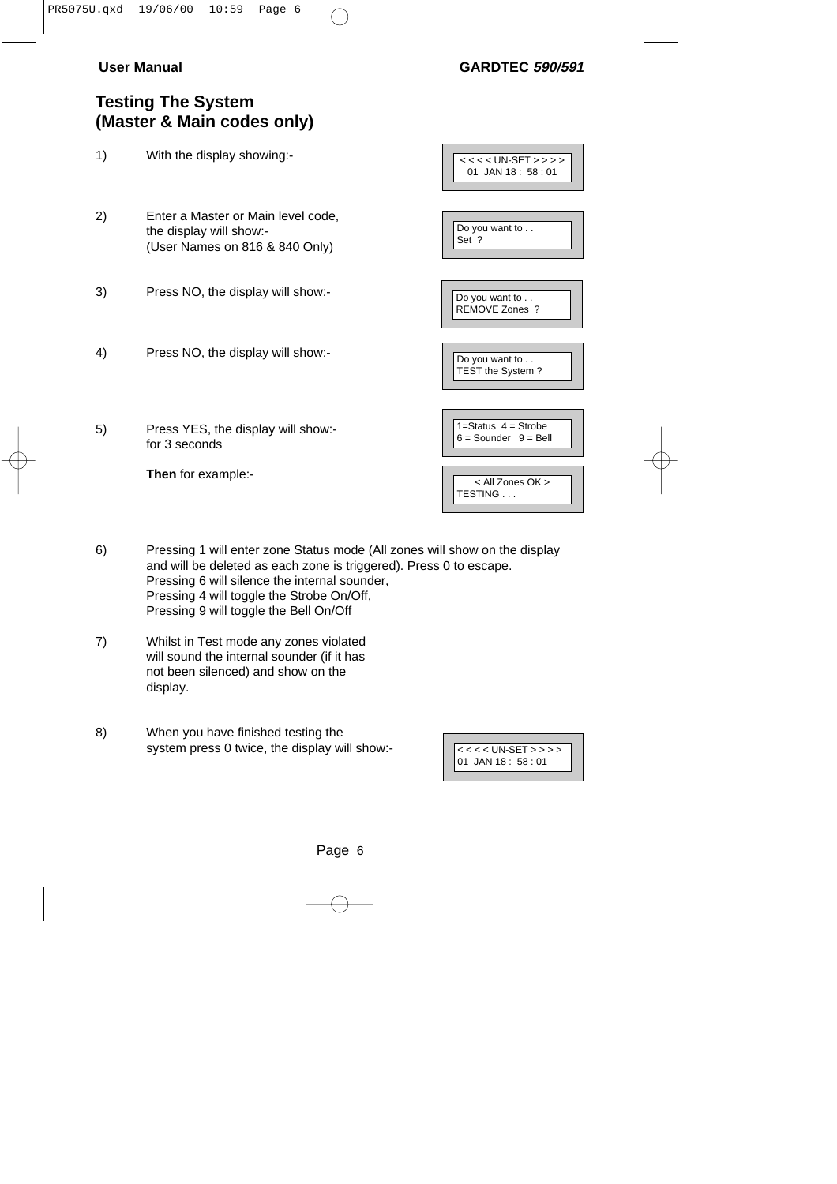## Testing The System
## (Master & Main codes only)

1) With the display showing:-

```
< < < < UN-SET > > > >
01  JAN 18 :  58 : 01
```

2) Enter a Master or Main level code, the display will show:-
(User Names on 816 & 840 Only)

```
Do you want to . .
Set  ?
```

3) Press NO, the display will show:-

```
Do you want to . .
REMOVE Zones  ?
```

4) Press NO, the display will show:-

```
Do you want to . .
TEST the System ?
```

5) Press YES, the display will show:-
for 3 seconds

```
1=Status  4 = Strobe
6 = Sounder   9 = Bell
```

**Then** for example:-

```
< All Zones OK >
TESTING . . .
```

6) Pressing 1 will enter zone Status mode (All zones will show on the display and will be deleted as each zone is triggered). Press 0 to escape.
Pressing 6 will silence the internal sounder,
Pressing 4 will toggle the Strobe On/Off,
Pressing 9 will toggle the Bell On/Off

7) Whilst in Test mode any zones violated will sound the internal sounder (if it has not been silenced) and show on the display.

8) When you have finished testing the system press 0 twice, the display will show:-

```
< < < < UN-SET > > > >
01  JAN 18 :  58 : 01
```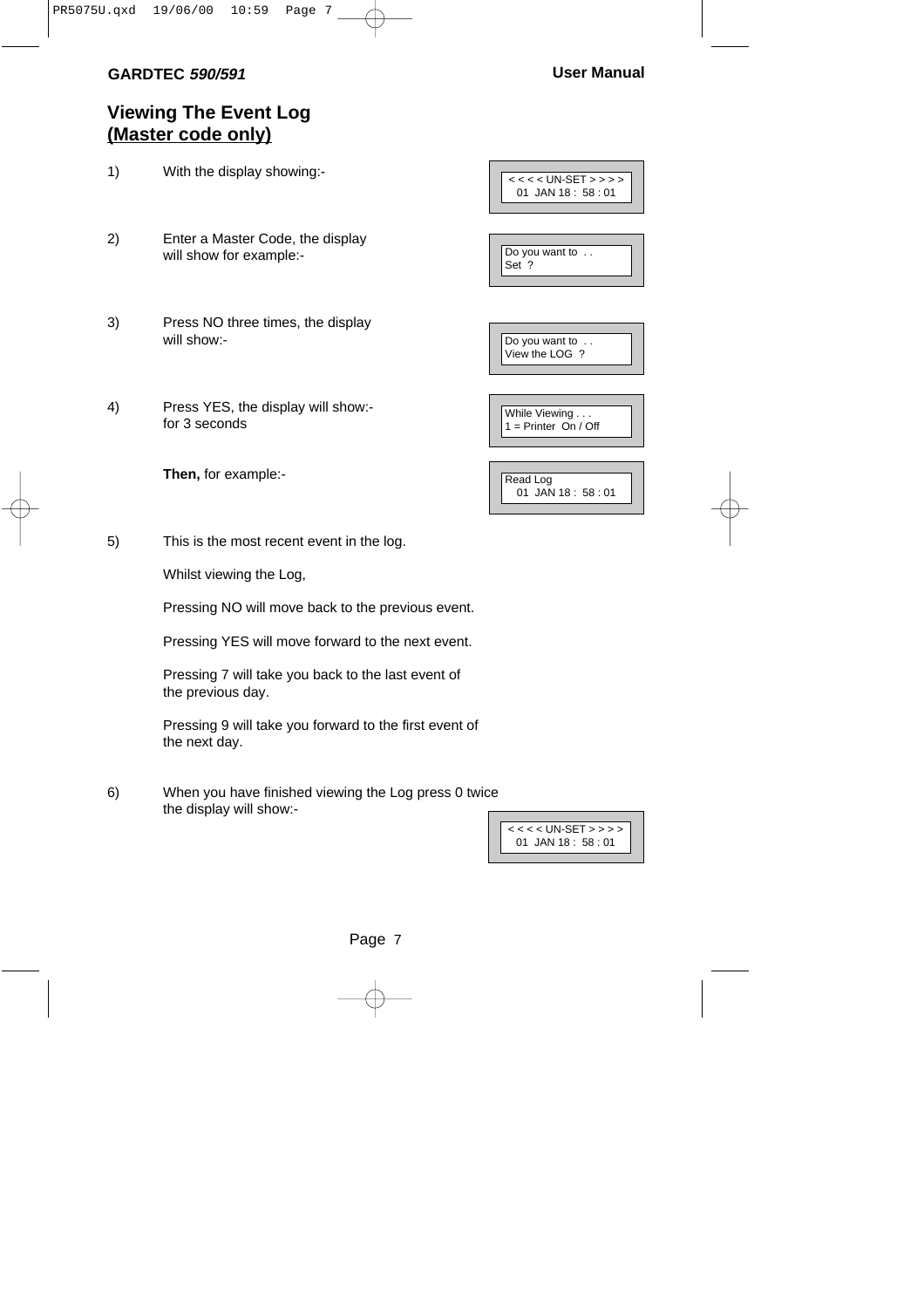## Viewing The Event Log
## (Master code only)

1) With the display showing:-

```
< < < < UN-SET > > > >
  01  JAN 18 :  58 : 01
```

2) Enter a Master Code, the display will show for example:-

```
Do you want to  . .
Set  ?
```

3) Press NO three times, the display will show:-

```
Do you want to  . .
View the LOG  ?
```

4) Press YES, the display will show:- for 3 seconds

```
While Viewing . . .
1 = Printer  On / Off
```

**Then,** for example:-

```
Read Log
  01  JAN 18 :  58 : 01
```

5) This is the most recent event in the log.

Whilst viewing the Log,

Pressing NO will move back to the previous event.

Pressing YES will move forward to the next event.

Pressing 7 will take you back to the last event of the previous day.

Pressing 9 will take you forward to the first event of the next day.

6) When you have finished viewing the Log press 0 twice the display will show:-

```
< < < < UN-SET > > > >
  01  JAN 18 :  58 : 01
```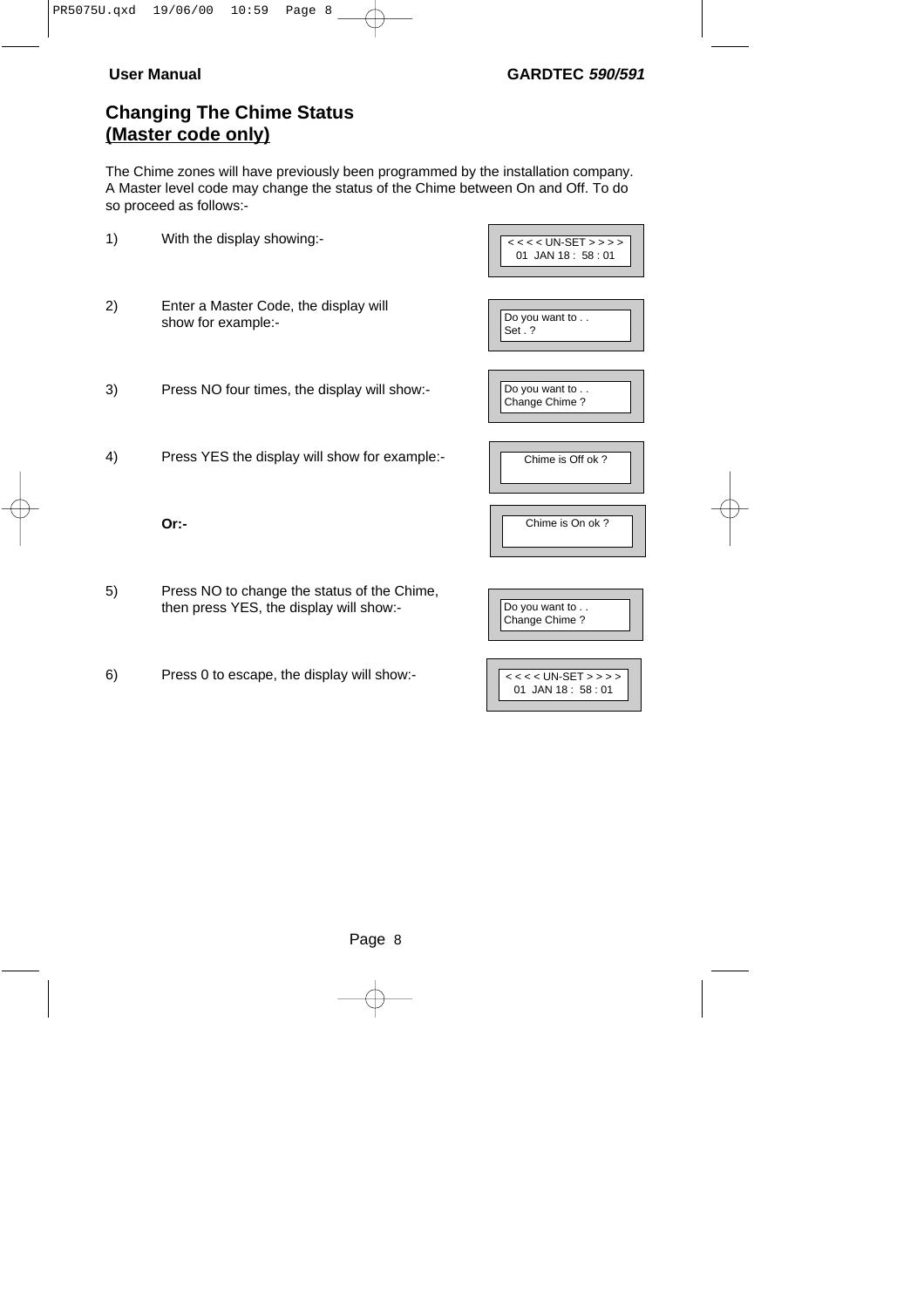## Changing The Chime Status
## (Master code only)

The Chime zones will have previously been programmed by the installation company. A Master level code may change the status of the Chime between On and Off. To do so proceed as follows:-

1) With the display showing:-

```
< < < < UN-SET > > > >
  01  JAN 18 :  58 : 01
```

2) Enter a Master Code, the display will show for example:-

```
Do you want to . .
Set . ?
```

3) Press NO four times, the display will show:-

```
Do you want to . .
Change Chime ?
```

4) Press YES the display will show for example:-

```
Chime is Off ok ?
```

**Or:-**

```
Chime is On ok ?
```

5) Press NO to change the status of the Chime, then press YES, the display will show:-

```
Do you want to . .
Change Chime ?
```

6) Press 0 to escape, the display will show:-

```
< < < < UN-SET > > > >
  01  JAN 18 :  58 : 01
```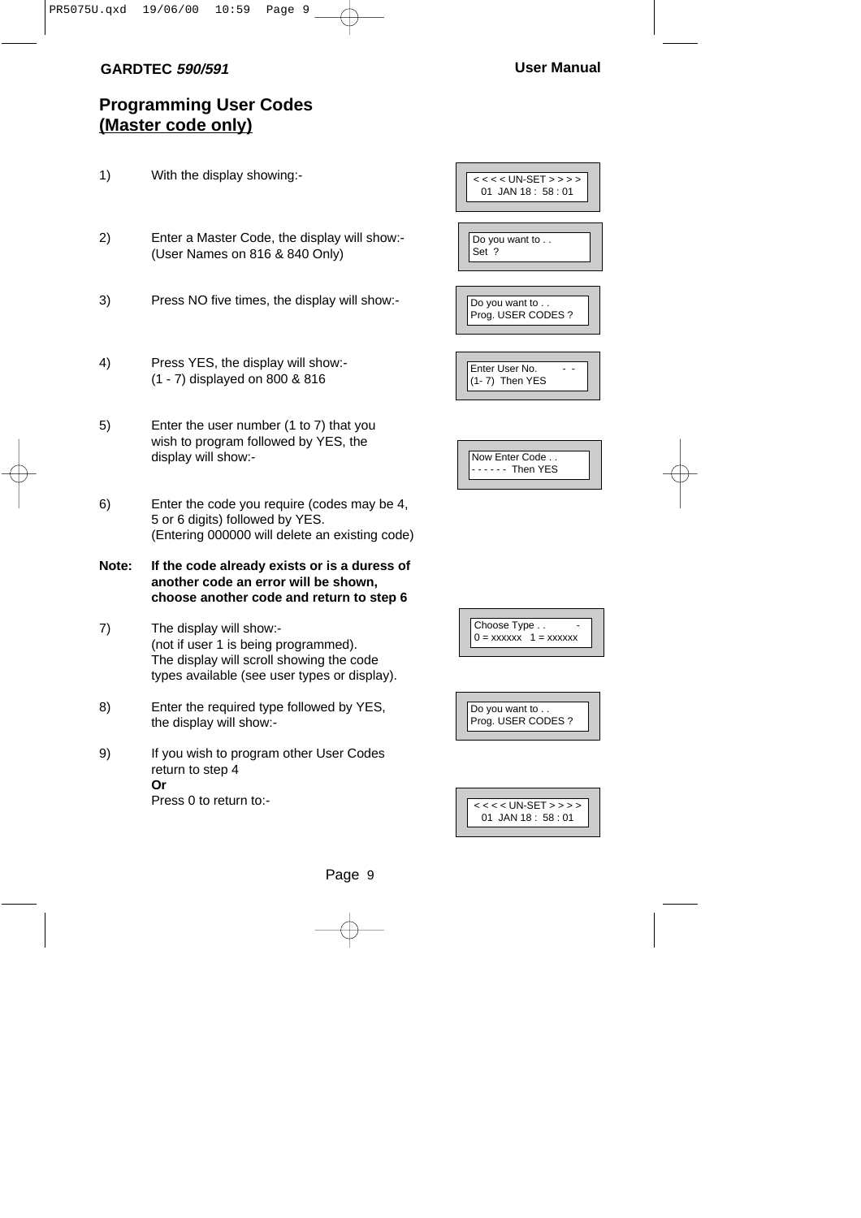## Programming User Codes
## (Master code only)

1) With the display showing:-

```
< < < < UN-SET > > > >
  01  JAN 18 :  58 : 01
```

2) Enter a Master Code, the display will show:-
(User Names on 816 & 840 Only)

```
Do you want to . .
Set  ?
```

3) Press NO five times, the display will show:-

```
Do you want to . .
Prog. USER CODES ?
```

4) Press YES, the display will show:-
(1 - 7) displayed on 800 & 816

```
Enter User No.        - -
(1- 7)  Then YES
```

5) Enter the user number (1 to 7) that you wish to program followed by YES, the display will show:-

```
Now Enter Code . .
- - - - - -  Then YES
```

6) Enter the code you require (codes may be 4, 5 or 6 digits) followed by YES.
(Entering 000000 will delete an existing code)

**Note: If the code already exists or is a duress of another code an error will be shown, choose another code and return to step 6**

7) The display will show:-
(not if user 1 is being programmed).
The display will scroll showing the code types available (see user types or display).

```
Choose Type . .          -
0 = xxxxxx   1 = xxxxxx
```

8) Enter the required type followed by YES, the display will show:-

```
Do you want to . .
Prog. USER CODES ?
```

9) If you wish to program other User Codes return to step 4
**Or**
Press 0 to return to:-

```
< < < < UN-SET > > > >
  01  JAN 18 :  58 : 01
```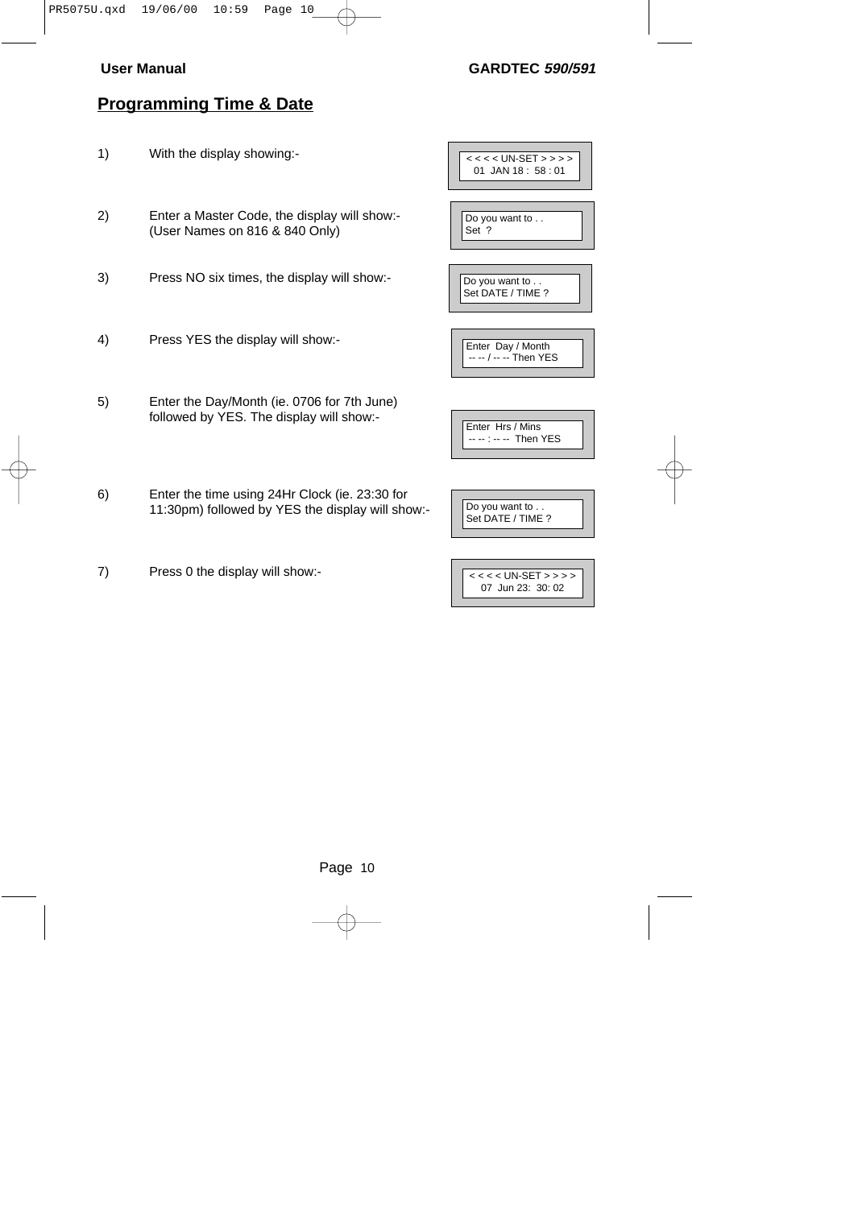## Programming Time & Date

1) With the display showing:-

```
< < < < UN-SET > > > >
  01  JAN 18 :  58 : 01
```

2) Enter a Master Code, the display will show:-
(User Names on 816 & 840 Only)

```
Do you want to . .
Set  ?
```

3) Press NO six times, the display will show:-

```
Do you want to . .
Set DATE / TIME ?
```

4) Press YES the display will show:-

```
Enter  Day / Month
 -- -- / -- -- Then YES
```

5) Enter the Day/Month (ie. 0706 for 7th June) followed by YES. The display will show:-

```
Enter  Hrs / Mins
 -- -- : -- --  Then YES
```

6) Enter the time using 24Hr Clock (ie. 23:30 for 11:30pm) followed by YES the display will show:-

```
Do you want to . .
Set DATE / TIME ?
```

7) Press 0 the display will show:-

```
< < < < UN-SET > > > >
   07  Jun 23:  30: 02
```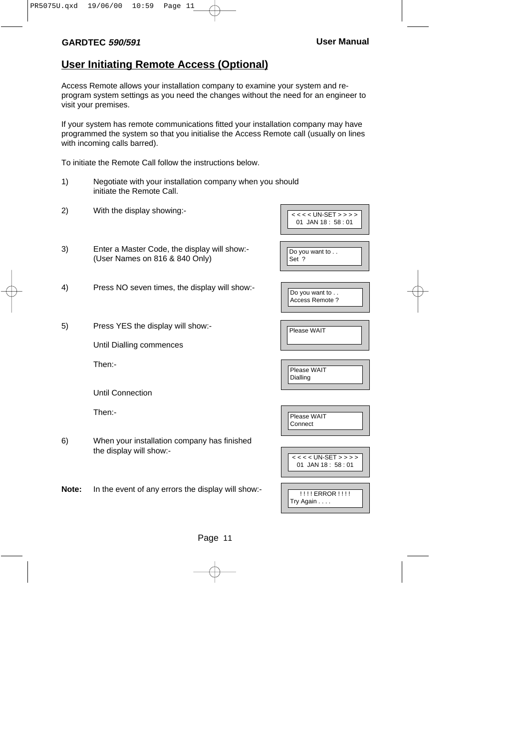## User Initiating Remote Access (Optional)

Access Remote allows your installation company to examine your system and re-program system settings as you need the changes without the need for an engineer to visit your premises.

If your system has remote communications fitted your installation company may have programmed the system so that you initialise the Access Remote call (usually on lines with incoming calls barred).

To initiate the Remote Call follow the instructions below.

1) Negotiate with your installation company when you should initiate the Remote Call.

2) With the display showing:-

```
< < < < UN-SET > > > >
01  JAN 18 :  58 : 01
```

3) Enter a Master Code, the display will show:-
(User Names on 816 & 840 Only)

```
Do you want to . .
Set  ?
```

4) Press NO seven times, the display will show:-

```
Do you want to . .
Access Remote ?
```

5) Press YES the display will show:-

```
Please WAIT
```

Until Dialling commences

Then:-

```
Please WAIT
Dialling
```

Until Connection

Then:-

```
Please WAIT
Connect
```

6) When your installation company has finished the display will show:-

```
< < < < UN-SET > > > >
01  JAN 18 :  58 : 01
```

**Note:** In the event of any errors the display will show:-

```
! ! ! ! ERROR ! ! ! !
Try Again . . . .
```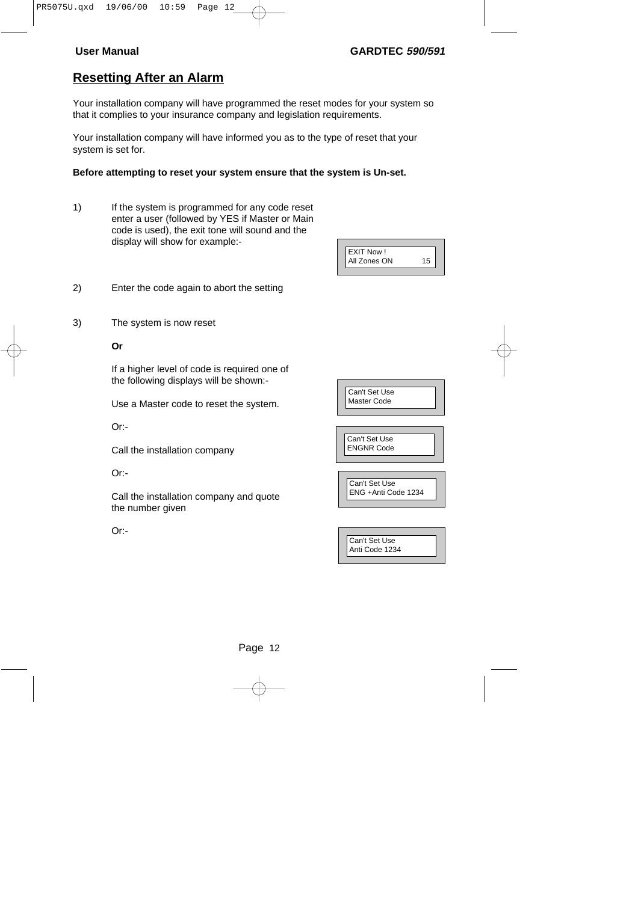## Resetting After an Alarm

Your installation company will have programmed the reset modes for your system so that it complies to your insurance company and legislation requirements.

Your installation company will have informed you as to the type of reset that your system is set for.

**Before attempting to reset your system ensure that the system is Un-set.**

1) If the system is programmed for any code reset enter a user (followed by YES if Master or Main code is used), the exit tone will sound and the display will show for example:-

```
EXIT Now !
All Zones ON      15
```

2) Enter the code again to abort the setting

3) The system is now reset

**Or**

If a higher level of code is required one of the following displays will be shown:-

Use a Master code to reset the system.

```
Can't Set Use
Master Code
```

Or:-

Call the installation company

```
Can't Set Use
ENGNR Code
```

Or:-

Call the installation company and quote the number given

```
Can't Set Use
ENG +Anti Code 1234
```

Or:-

```
Can't Set Use
Anti Code 1234
```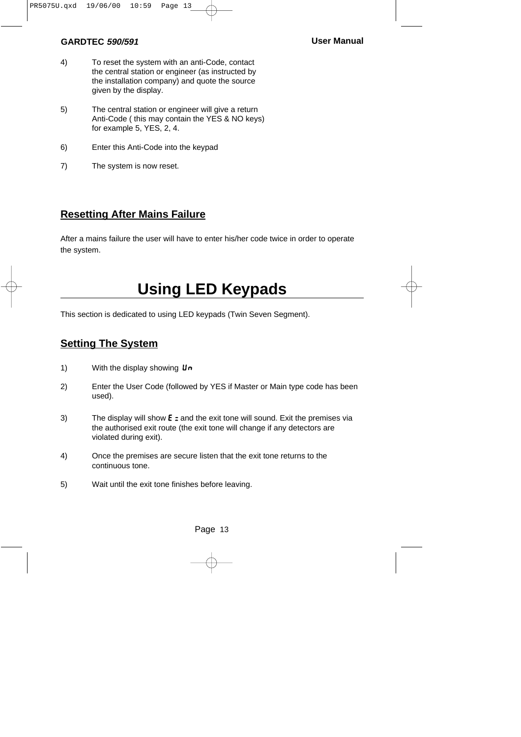4) To reset the system with an anti-Code, contact the central station or engineer (as instructed by the installation company) and quote the source given by the display.

5) The central station or engineer will give a return Anti-Code ( this may contain the YES & NO keys) for example 5, YES, 2, 4.

6) Enter this Anti-Code into the keypad

7) The system is now reset.

## Resetting After Mains Failure

After a mains failure the user will have to enter his/her code twice in order to operate the system.

# Using LED Keypads

This section is dedicated to using LED keypads (Twin Seven Segment).

## Setting The System

1) With the display showing **Un**

2) Enter the User Code (followed by YES if Master or Main type code has been used).

3) The display will show **E -** and the exit tone will sound. Exit the premises via the authorised exit route (the exit tone will change if any detectors are violated during exit).

4) Once the premises are secure listen that the exit tone returns to the continuous tone.

5) Wait until the exit tone finishes before leaving.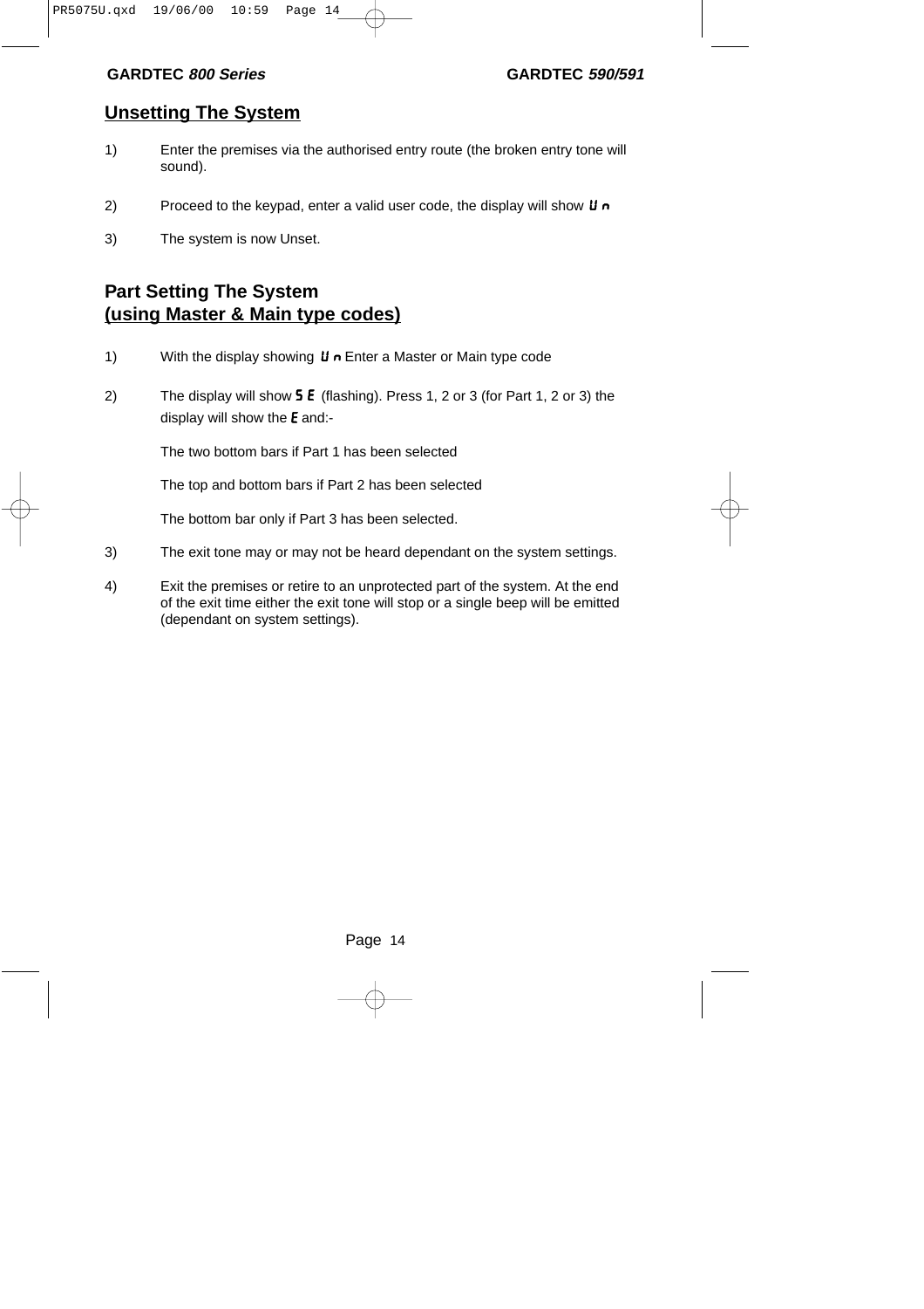## Unsetting The System

1) Enter the premises via the authorised entry route (the broken entry tone will sound).

2) Proceed to the keypad, enter a valid user code, the display will show **U n**

3) The system is now Unset.

## Part Setting The System
## (using Master & Main type codes)

1) With the display showing **U n** Enter a Master or Main type code

2) The display will show **S E** (flashing). Press 1, 2 or 3 (for Part 1, 2 or 3) the display will show the **E** and:-

   The two bottom bars if Part 1 has been selected

   The top and bottom bars if Part 2 has been selected

   The bottom bar only if Part 3 has been selected.

3) The exit tone may or may not be heard dependant on the system settings.

4) Exit the premises or retire to an unprotected part of the system. At the end of the exit time either the exit tone will stop or a single beep will be emitted (dependant on system settings).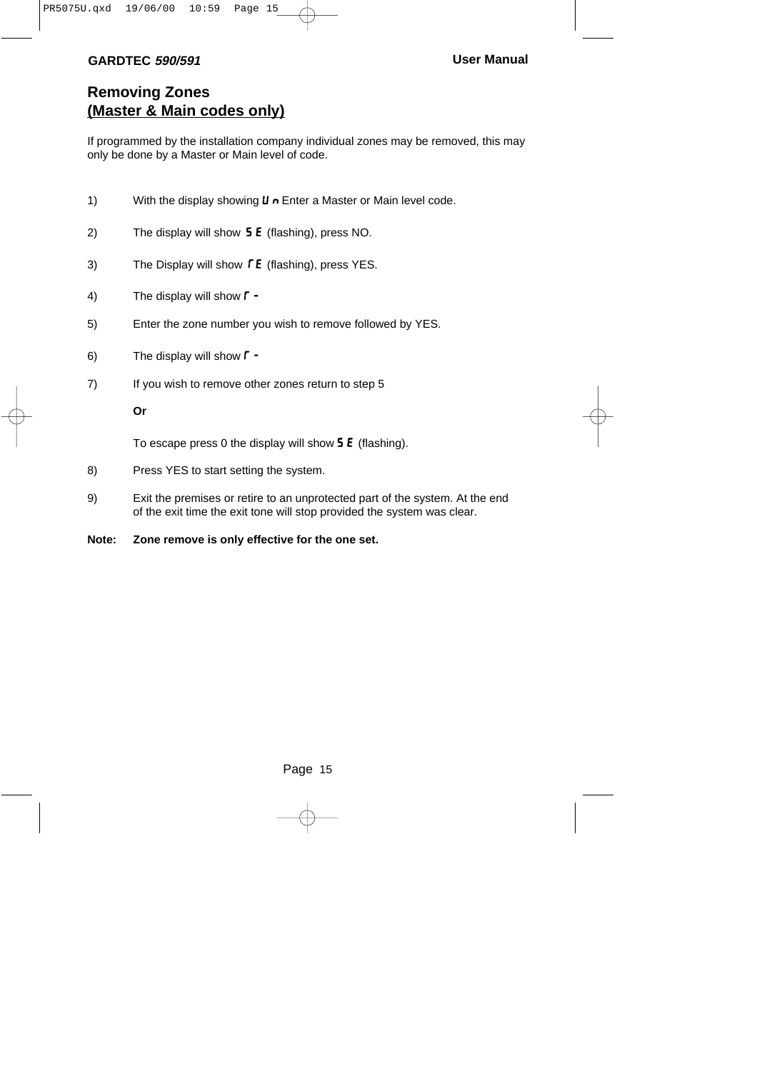## Removing Zones
## (Master & Main codes only)

If programmed by the installation company individual zones may be removed, this may only be done by a Master or Main level of code.

1) With the display showing **Un** Enter a Master or Main level code.

2) The display will show **SE** (flashing), press NO.

3) The Display will show **rE** (flashing), press YES.

4) The display will show **r -**

5) Enter the zone number you wish to remove followed by YES.

6) The display will show **r -**

7) If you wish to remove other zones return to step 5

   **Or**

   To escape press 0 the display will show **SE** (flashing).

8) Press YES to start setting the system.

9) Exit the premises or retire to an unprotected part of the system. At the end of the exit time the exit tone will stop provided the system was clear.

**Note: Zone remove is only effective for the one set.**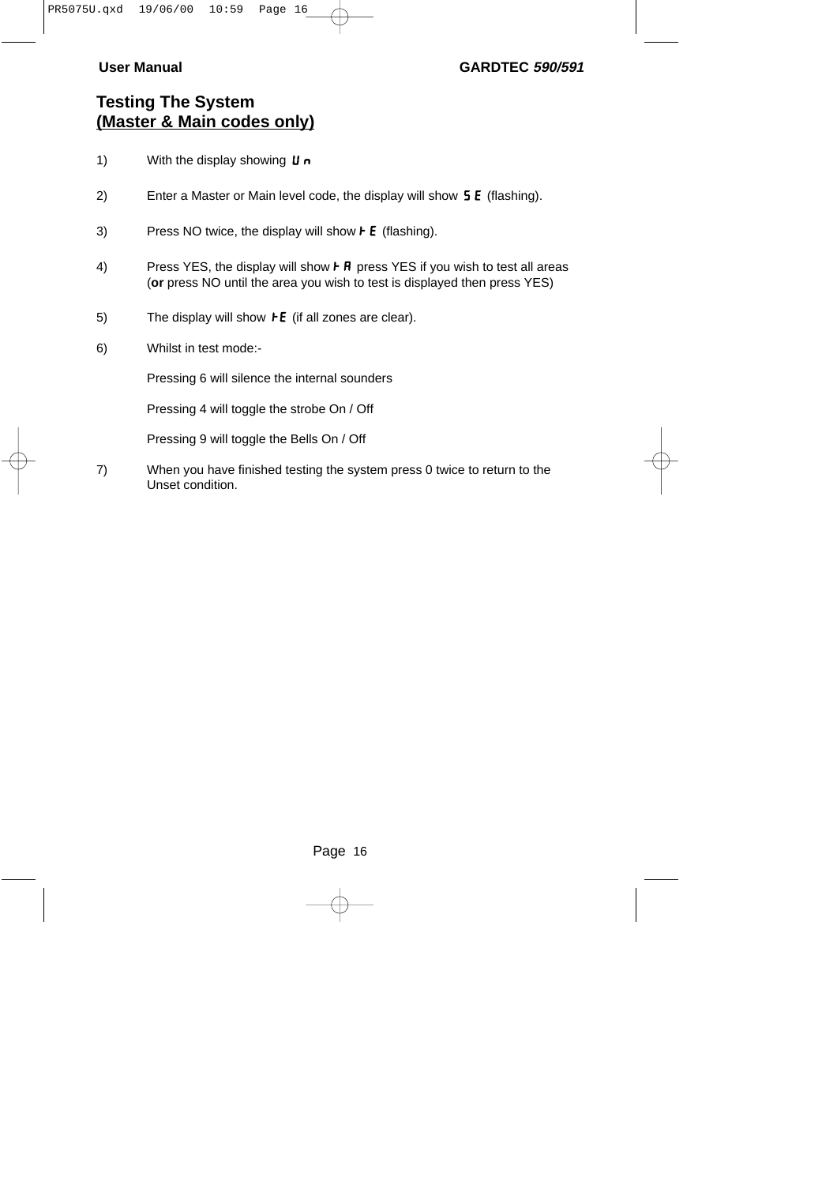## Testing The System
## (Master & Main codes only)

1) With the display showing **Un**

2) Enter a Master or Main level code, the display will show **SE** (flashing).

3) Press NO twice, the display will show **tE** (flashing).

4) Press YES, the display will show **tA** press YES if you wish to test all areas (**or** press NO until the area you wish to test is displayed then press YES)

5) The display will show **tE** (if all zones are clear).

6) Whilst in test mode:-

   Pressing 6 will silence the internal sounders

   Pressing 4 will toggle the strobe On / Off

   Pressing 9 will toggle the Bells On / Off

7) When you have finished testing the system press 0 twice to return to the Unset condition.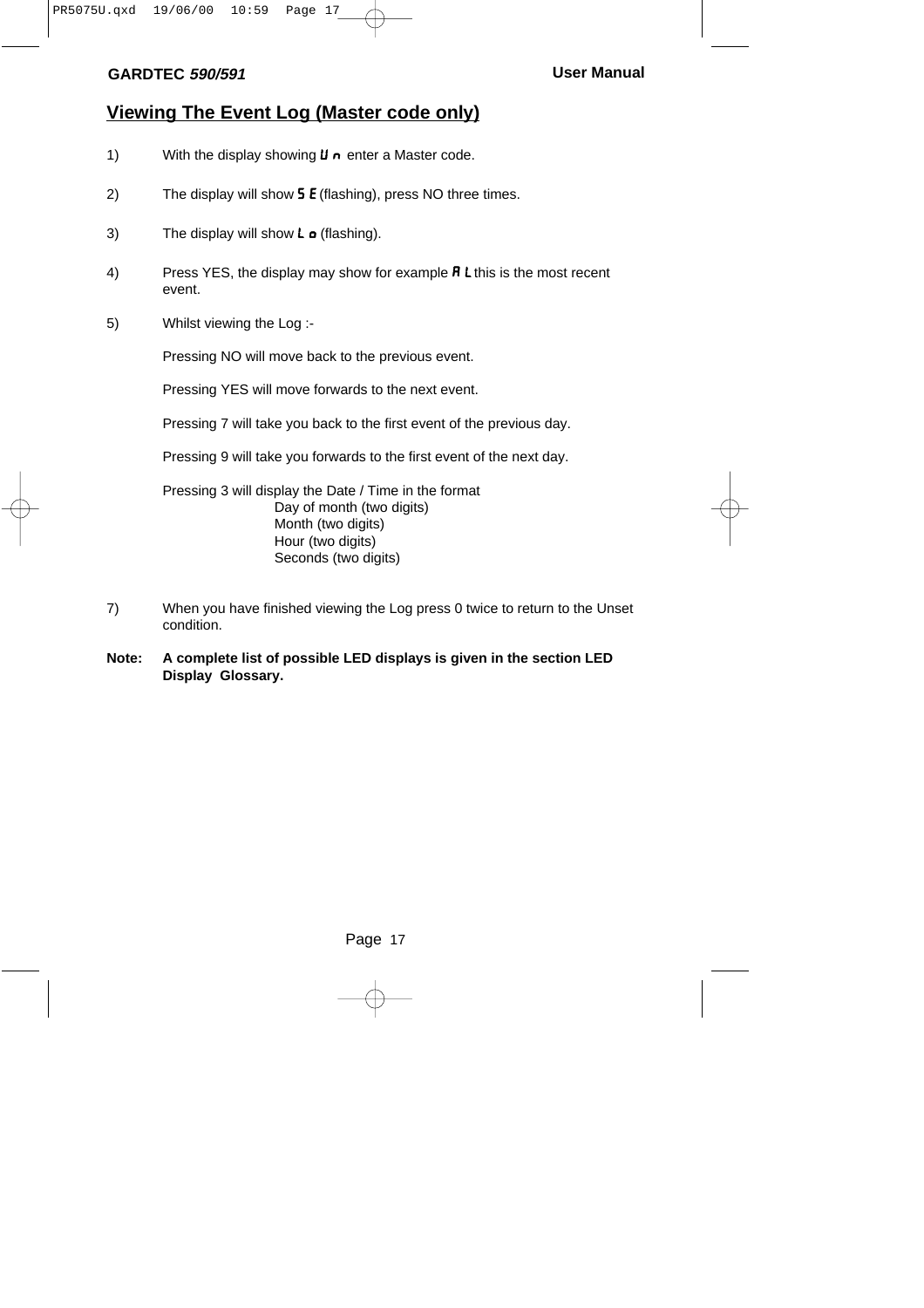## Viewing The Event Log (Master code only)

1) With the display showing **Un** enter a Master code.

2) The display will show **SE** (flashing), press NO three times.

3) The display will show **Lo** (flashing).

4) Press YES, the display may show for example **AL** this is the most recent event.

5) Whilst viewing the Log :-

   Pressing NO will move back to the previous event.

   Pressing YES will move forwards to the next event.

   Pressing 7 will take you back to the first event of the previous day.

   Pressing 9 will take you forwards to the first event of the next day.

   Pressing 3 will display the Date / Time in the format
   - Day of month (two digits)
   - Month (two digits)
   - Hour (two digits)
   - Seconds (two digits)

7) When you have finished viewing the Log press 0 twice to return to the Unset condition.

**Note: A complete list of possible LED displays is given in the section LED Display Glossary.**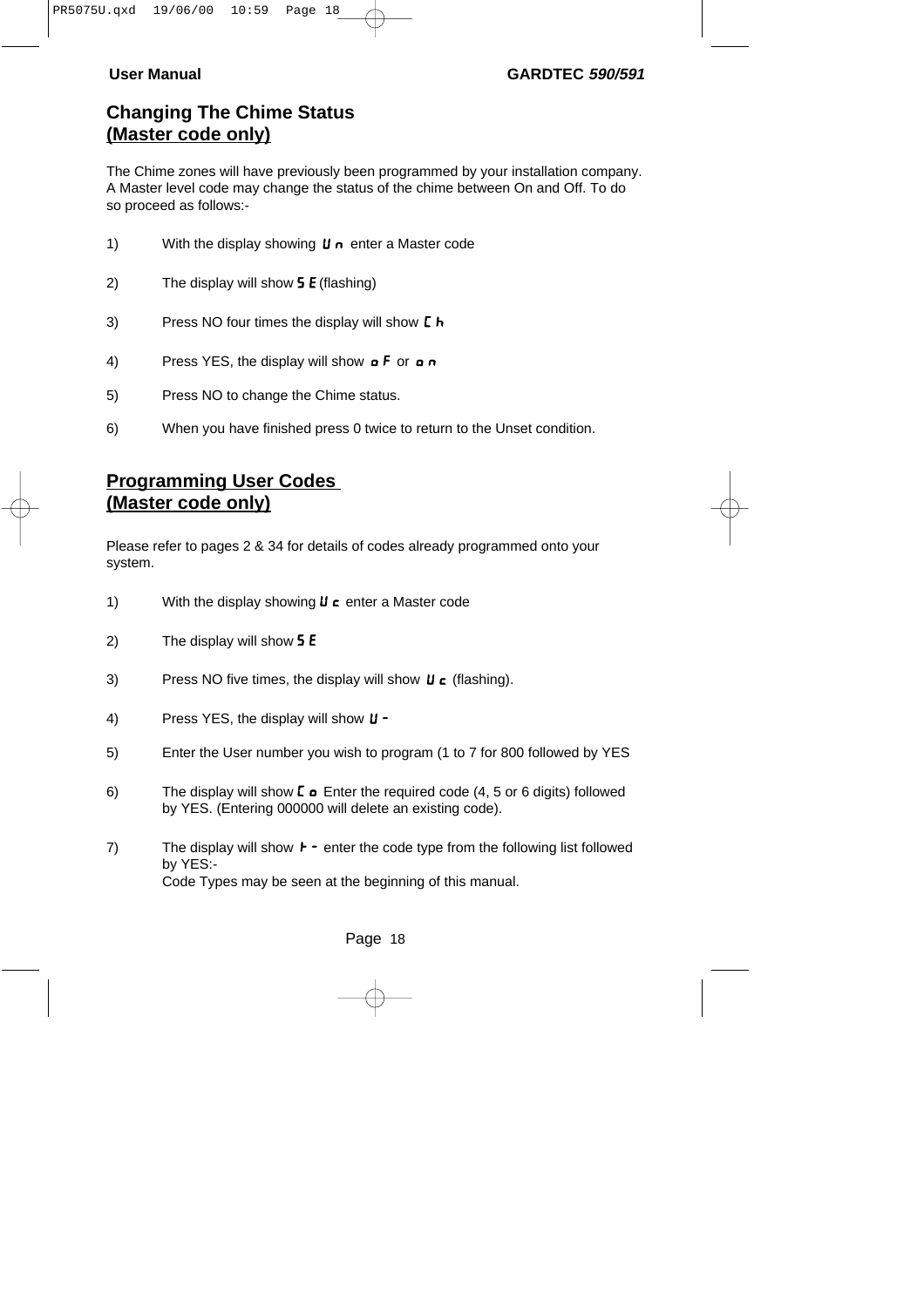## Changing The Chime Status
## (Master code only)

The Chime zones will have previously been programmed by your installation company. A Master level code may change the status of the chime between On and Off. To do so proceed as follows:-

1) With the display showing **Un** enter a Master code

2) The display will show **SE** (flashing)

3) Press NO four times the display will show **Ch**

4) Press YES, the display will show **oF** or **on**

5) Press NO to change the Chime status.

6) When you have finished press 0 twice to return to the Unset condition.

## Programming User Codes
## (Master code only)

Please refer to pages 2 & 34 for details of codes already programmed onto your system.

1) With the display showing **Uc** enter a Master code

2) The display will show **SE**

3) Press NO five times, the display will show **Uc** (flashing).

4) Press YES, the display will show **U-**

5) Enter the User number you wish to program (1 to 7 for 800 followed by YES

6) The display will show **Co** Enter the required code (4, 5 or 6 digits) followed by YES. (Entering 000000 will delete an existing code).

7) The display will show **t-** enter the code type from the following list followed by YES:-
Code Types may be seen at the beginning of this manual.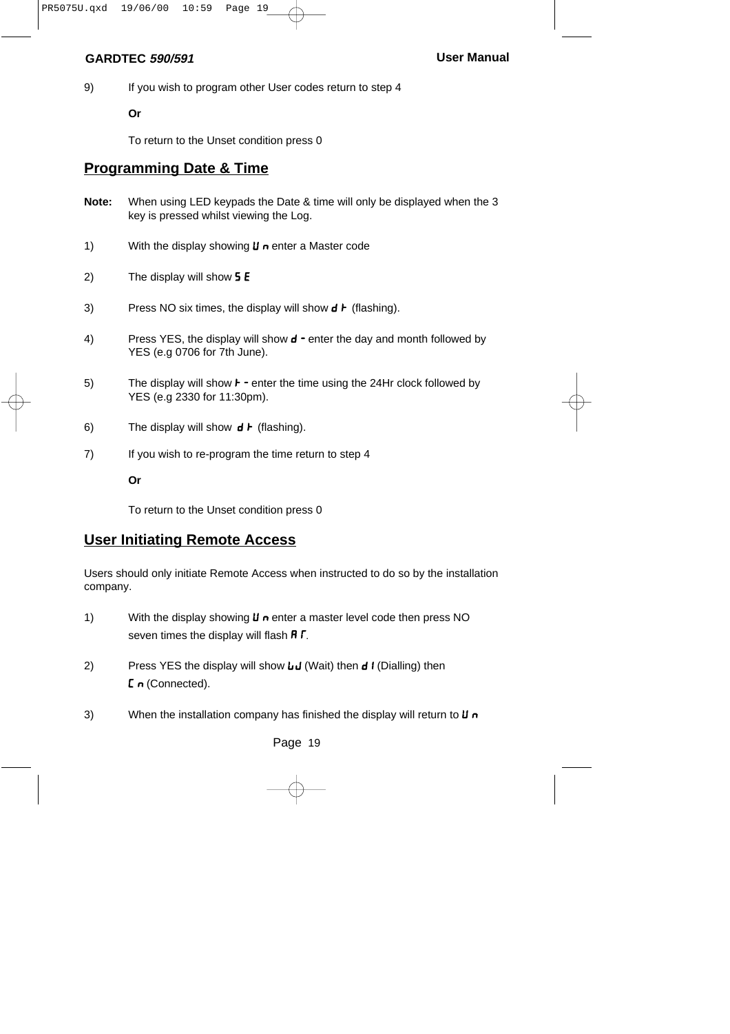9) If you wish to program other User codes return to step 4

**Or**

To return to the Unset condition press 0

## Programming Date & Time

**Note:** When using LED keypads the Date & time will only be displayed when the 3 key is pressed whilst viewing the Log.

1) With the display showing **U n** enter a Master code

2) The display will show **S E**

3) Press NO six times, the display will show **d t** (flashing).

4) Press YES, the display will show **d -** enter the day and month followed by YES (e.g 0706 for 7th June).

5) The display will show **t -** enter the time using the 24Hr clock followed by YES (e.g 2330 for 11:30pm).

6) The display will show **d t** (flashing).

7) If you wish to re-program the time return to step 4

**Or**

To return to the Unset condition press 0

## User Initiating Remote Access

Users should only initiate Remote Access when instructed to do so by the installation company.

1) With the display showing **U n** enter a master level code then press NO seven times the display will flash **A r**.

2) Press YES the display will show **W** (Wait) then **d I** (Dialling) then **C n** (Connected).

3) When the installation company has finished the display will return to **U n**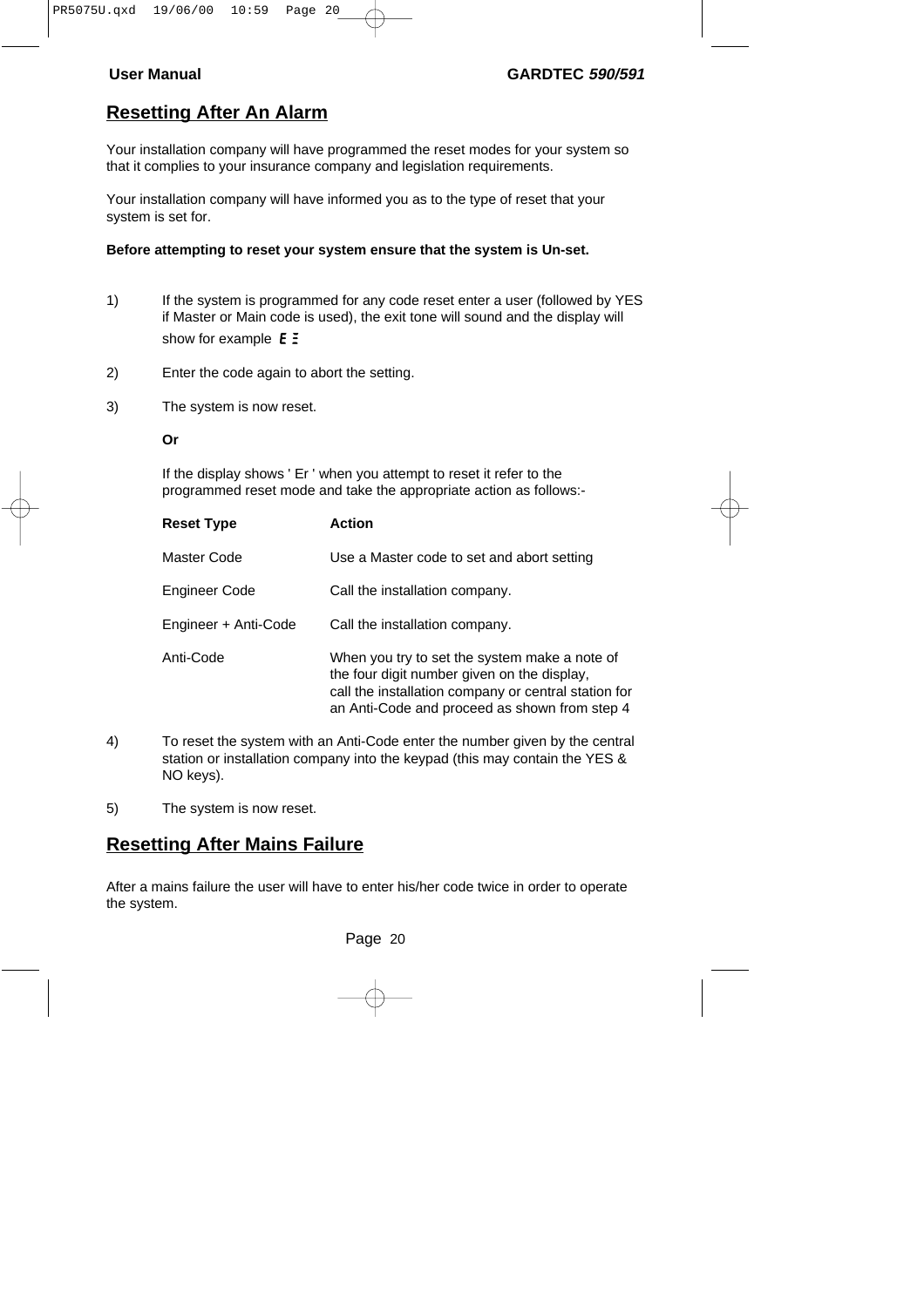## Resetting After An Alarm

Your installation company will have programmed the reset modes for your system so that it complies to your insurance company and legislation requirements.

Your installation company will have informed you as to the type of reset that your system is set for.

**Before attempting to reset your system ensure that the system is Un-set.**

1) If the system is programmed for any code reset enter a user (followed by YES if Master or Main code is used), the exit tone will sound and the display will show for example E Ξ

2) Enter the code again to abort the setting.

3) The system is now reset.

**Or**

If the display shows ' Er ' when you attempt to reset it refer to the programmed reset mode and take the appropriate action as follows:-

| Reset Type | Action |
|---|---|
| Master Code | Use a Master code to set and abort setting |
| Engineer Code | Call the installation company. |
| Engineer + Anti-Code | Call the installation company. |
| Anti-Code | When you try to set the system make a note of the four digit number given on the display, call the installation company or central station for an Anti-Code and proceed as shown from step 4 |

4) To reset the system with an Anti-Code enter the number given by the central station or installation company into the keypad (this may contain the YES & NO keys).

5) The system is now reset.

## Resetting After Mains Failure

After a mains failure the user will have to enter his/her code twice in order to operate the system.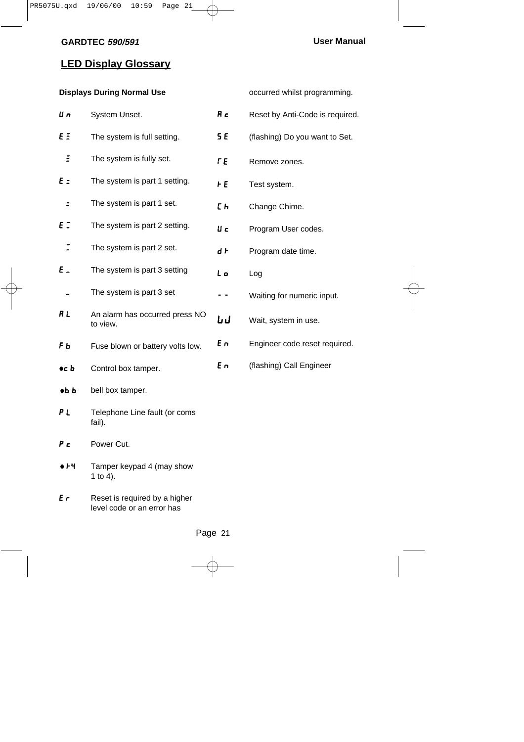## LED Display Glossary

**Displays During Normal Use**

| Display | Meaning |
|---|---|
| Un | System Unset. |
| E ≡ | The system is full setting. |
| ≡ | The system is fully set. |
| E = | The system is part 1 setting. |
| = | The system is part 1 set. |
| E ⁼ | The system is part 2 setting. |
| ⁼ | The system is part 2 set. |
| E _ | The system is part 3 setting |
| _ | The system is part 3 set |
| AL | An alarm has occurred press NO to view. |
| Fb | Fuse blown or battery volts low. |
| •cb | Control box tamper. |
| •bb | bell box tamper. |
| PL | Telephone Line fault (or coms fail). |
| Pc | Power Cut. |
| •t4 | Tamper keypad 4 (may show 1 to 4). |
| Er | Reset is required by a higher level code or an error has occurred whilst programming. |
| Ac | Reset by Anti-Code is required. |
| SE | (flashing) Do you want to Set. |
| rE | Remove zones. |
| tE | Test system. |
| Ch | Change Chime. |
| Uc | Program User codes. |
| dt | Program date time. |
| Lo | Log |
| - - | Waiting for numeric input. |
| uJ | Wait, system in use. |
| En | Engineer code reset required. |
| En | (flashing) Call Engineer |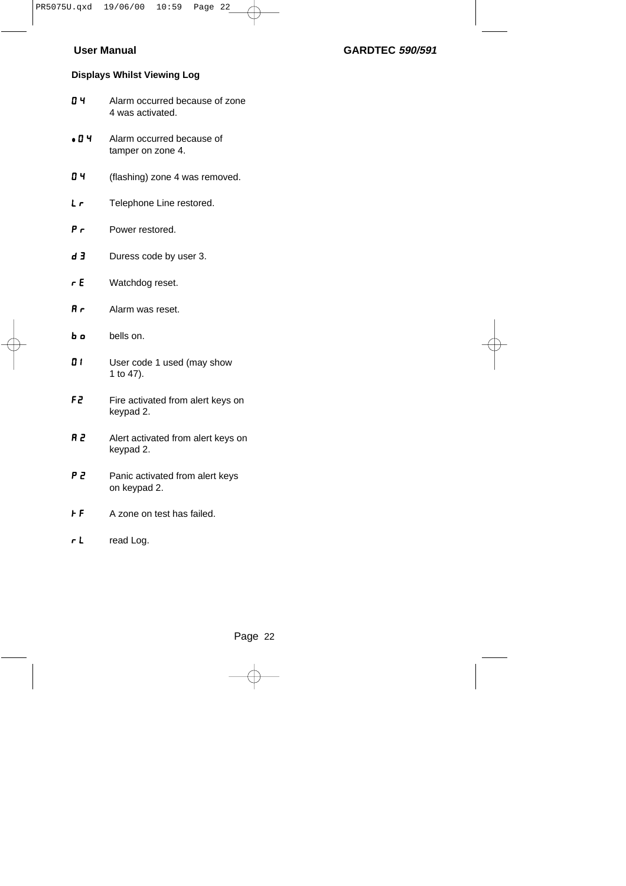### Displays Whilst Viewing Log

| Display | Meaning |
|---|---|
| 0 4 | Alarm occurred because of zone 4 was activated. |
| •0 4 | Alarm occurred because of tamper on zone 4. |
| 0 4 | (flashing) zone 4 was removed. |
| L r | Telephone Line restored. |
| P r | Power restored. |
| d 3 | Duress code by user 3. |
| r E | Watchdog reset. |
| A r | Alarm was reset. |
| b o | bells on. |
| 0 1 | User code 1 used (may show 1 to 47). |
| F 2 | Fire activated from alert keys on keypad 2. |
| A 2 | Alert activated from alert keys on keypad 2. |
| P 2 | Panic activated from alert keys on keypad 2. |
| t F | A zone on test has failed. |
| r L | read Log. |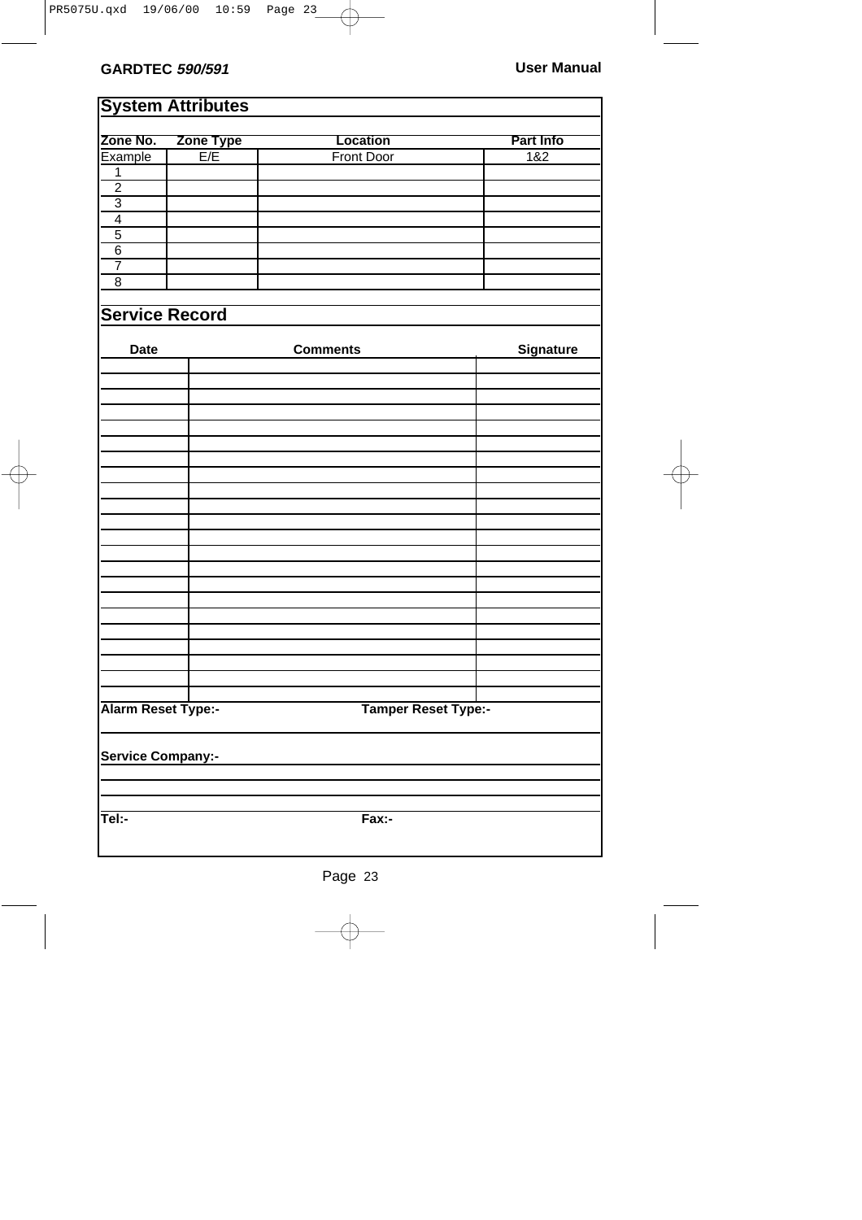## System Attributes

| Zone No. | Zone Type | Location | Part Info |
|---|---|---|---|
| Example | E/E | Front Door | 1&2 |
| 1 | | | |
| 2 | | | |
| 3 | | | |
| 4 | | | |
| 5 | | | |
| 6 | | | |
| 7 | | | |
| 8 | | | |

## Service Record

| Date | Comments | Signature |
|---|---|---|
| | | |
| | | |
| | | |
| | | |
| | | |
| | | |
| | | |
| | | |
| | | |
| | | |
| | | |
| | | |
| | | |
| | | |
| | | |
| | | |
| | | |
| | | |
| | | |
| | | |
| | | |
| | | |

**Alarm Reset Type:-** **Tamper Reset Type:-**

**Service Company:-**

**Tel:-** **Fax:-**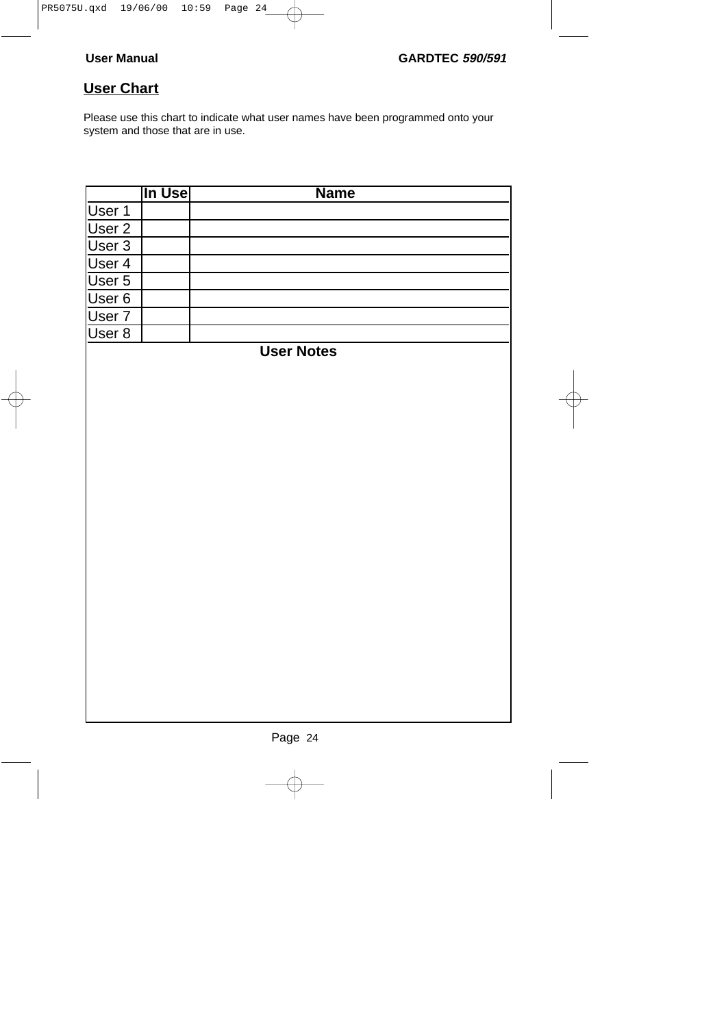## User Chart

Please use this chart to indicate what user names have been programmed onto your system and those that are in use.

| | In Use | Name |
|---|---|---|
| User 1 | | |
| User 2 | | |
| User 3 | | |
| User 4 | | |
| User 5 | | |
| User 6 | | |
| User 7 | | |
| User 8 | | |

**User Notes**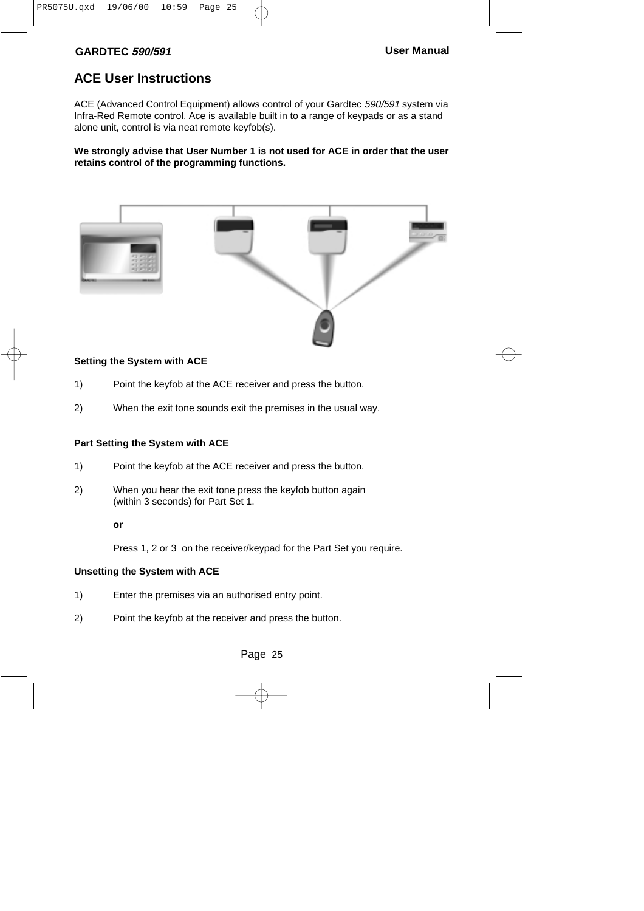## ACE User Instructions

ACE (Advanced Control Equipment) allows control of your Gardtec *590/591* system via Infra-Red Remote control. Ace is available built in to a range of keypads or as a stand alone unit, control is via neat remote keyfob(s).

**We strongly advise that User Number 1 is not used for ACE in order that the user retains control of the programming functions.**

**Setting the System with ACE**

1) Point the keyfob at the ACE receiver and press the button.

2) When the exit tone sounds exit the premises in the usual way.

**Part Setting the System with ACE**

1) Point the keyfob at the ACE receiver and press the button.

2) When you hear the exit tone press the keyfob button again (within 3 seconds) for Part Set 1.

**or**

Press 1, 2 or 3 on the receiver/keypad for the Part Set you require.

**Unsetting the System with ACE**

1) Enter the premises via an authorised entry point.

2) Point the keyfob at the receiver and press the button.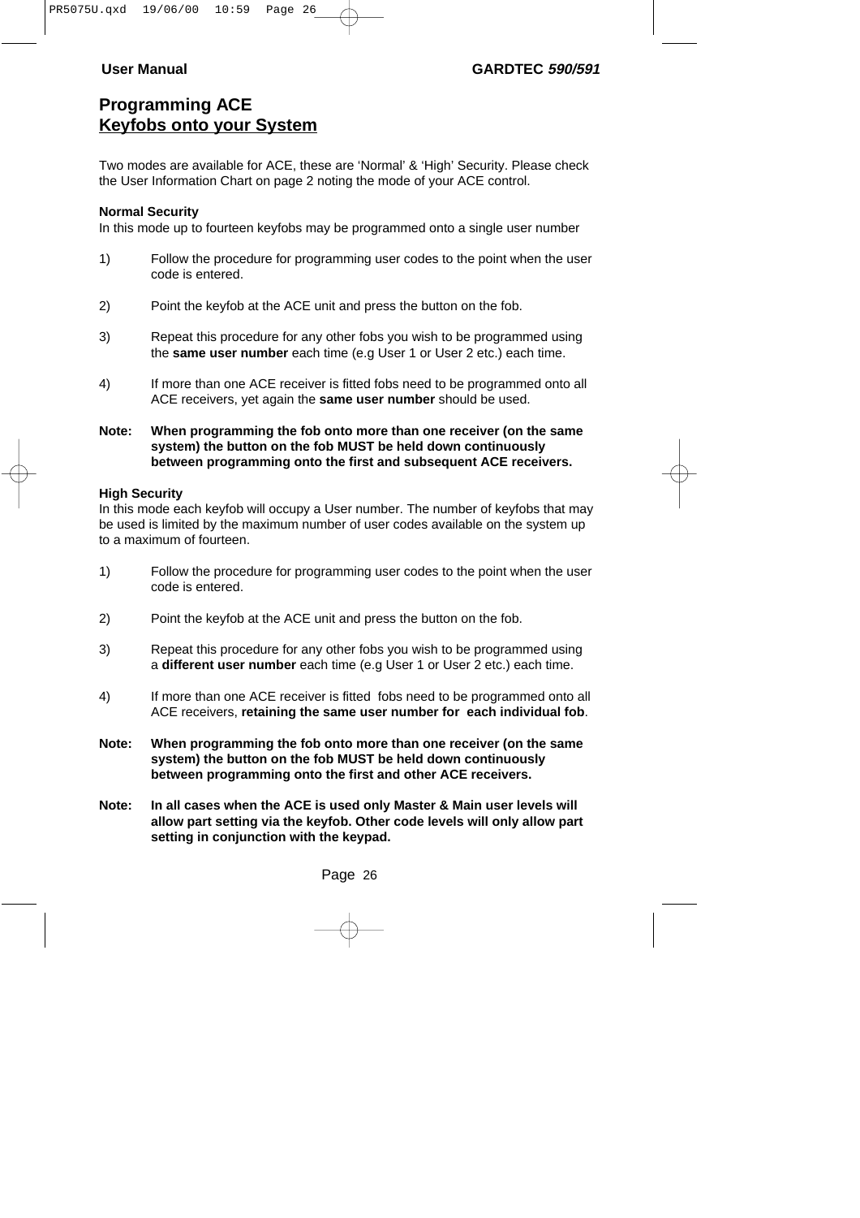# Programming ACE Keyfobs onto your System

Two modes are available for ACE, these are 'Normal' & 'High' Security. Please check the User Information Chart on page 2 noting the mode of your ACE control.

**Normal Security**
In this mode up to fourteen keyfobs may be programmed onto a single user number

1) Follow the procedure for programming user codes to the point when the user code is entered.

2) Point the keyfob at the ACE unit and press the button on the fob.

3) Repeat this procedure for any other fobs you wish to be programmed using the **same user number** each time (e.g User 1 or User 2 etc.) each time.

4) If more than one ACE receiver is fitted fobs need to be programmed onto all ACE receivers, yet again the **same user number** should be used.

**Note: When programming the fob onto more than one receiver (on the same system) the button on the fob MUST be held down continuously between programming onto the first and subsequent ACE receivers.**

**High Security**
In this mode each keyfob will occupy a User number. The number of keyfobs that may be used is limited by the maximum number of user codes available on the system up to a maximum of fourteen.

1) Follow the procedure for programming user codes to the point when the user code is entered.

2) Point the keyfob at the ACE unit and press the button on the fob.

3) Repeat this procedure for any other fobs you wish to be programmed using a **different user number** each time (e.g User 1 or User 2 etc.) each time.

4) If more than one ACE receiver is fitted fobs need to be programmed onto all ACE receivers, **retaining the same user number for each individual fob**.

**Note: When programming the fob onto more than one receiver (on the same system) the button on the fob MUST be held down continuously between programming onto the first and other ACE receivers.**

**Note: In all cases when the ACE is used only Master & Main user levels will allow part setting via the keyfob. Other code levels will only allow part setting in conjunction with the keypad.**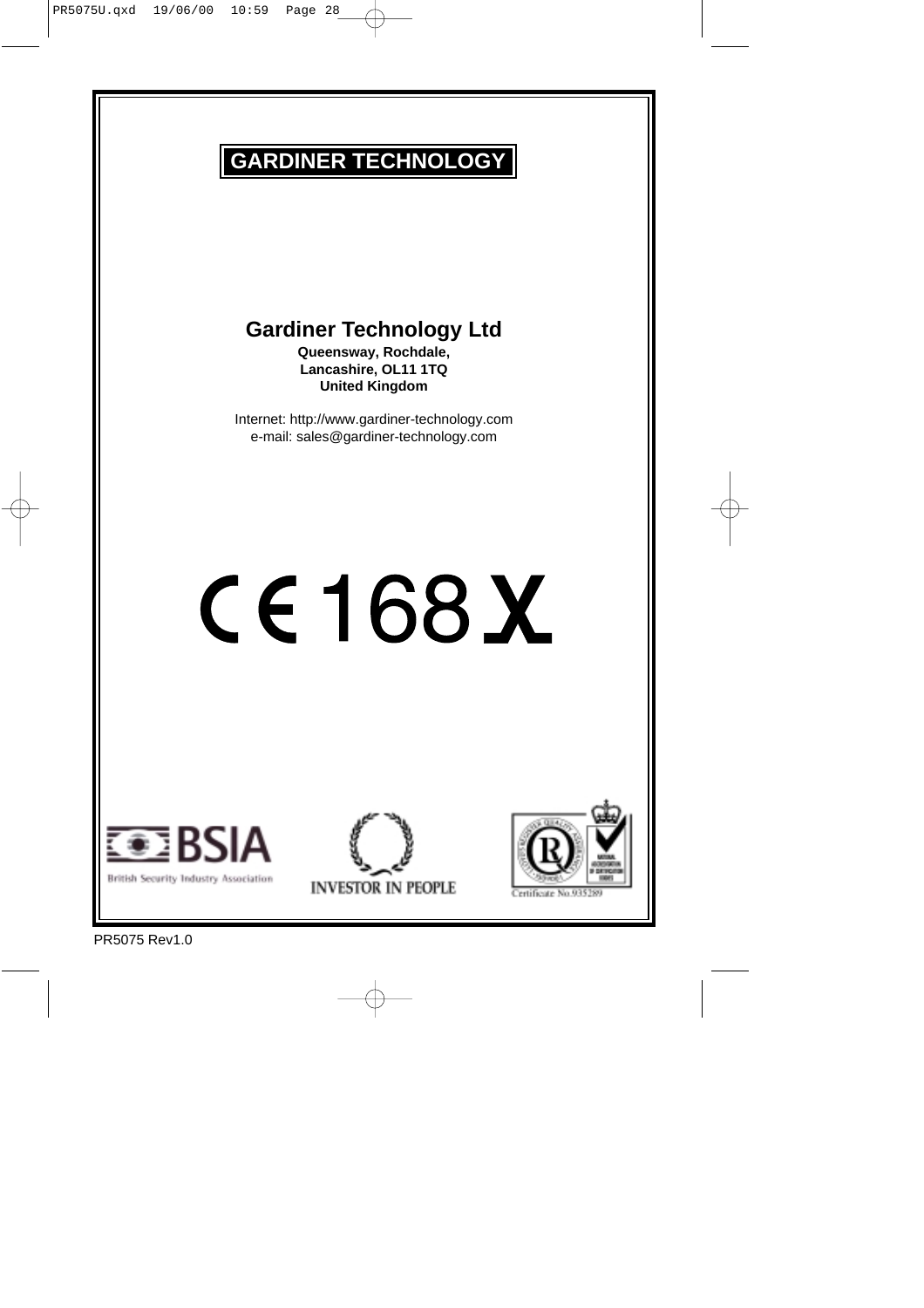**GARDINER TECHNOLOGY**

## Gardiner Technology Ltd

**Queensway, Rochdale,**
**Lancashire, OL11 1TQ**
**United Kingdom**

Internet: http://www.gardiner-technology.com
e-mail: sales@gardiner-technology.com

CE 168

BSIA

British Security Industry Association

INVESTOR IN PEOPLE

Certificate No.935289

PR5075 Rev1.0